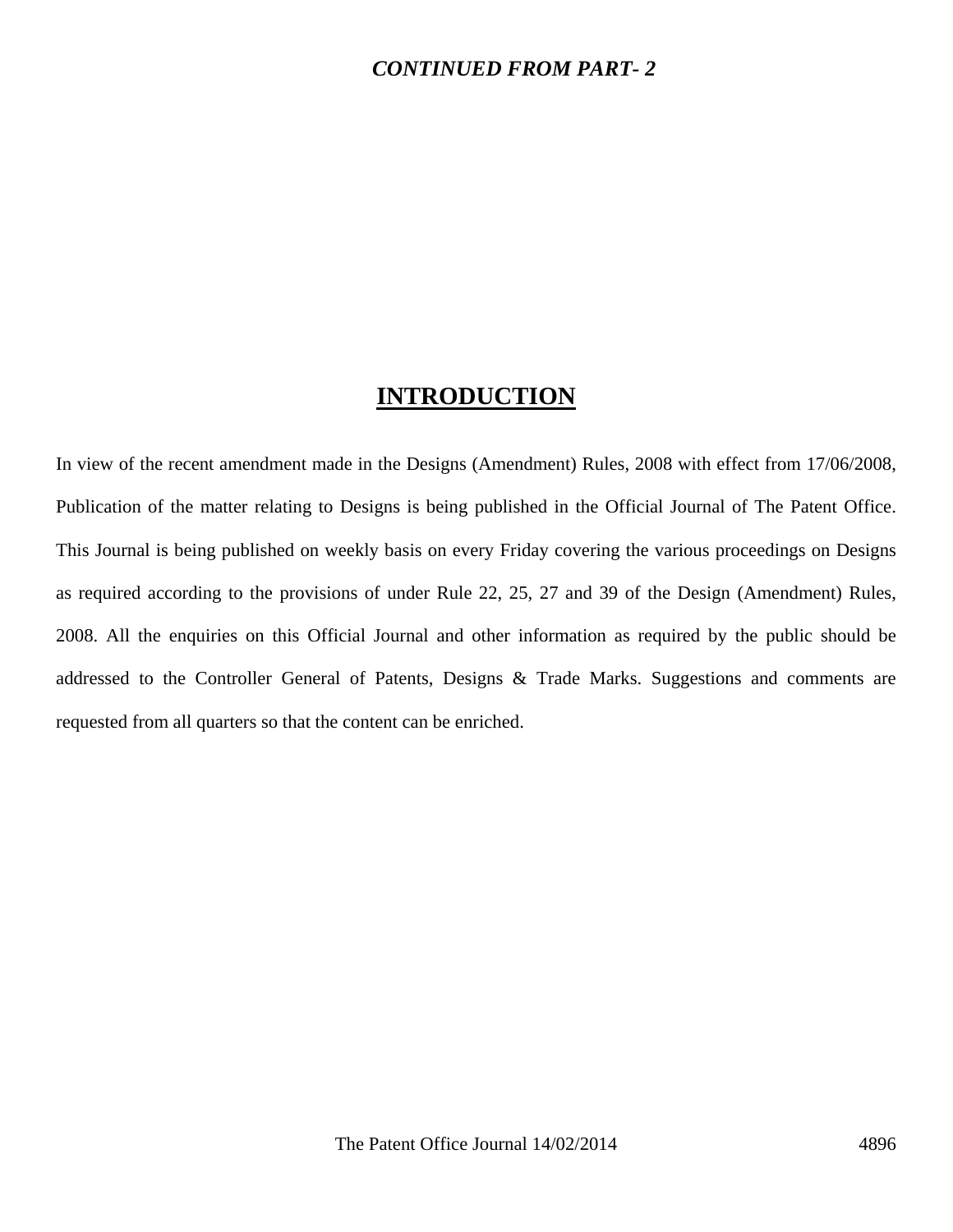***CONTINUED FROM PART- 2***

# INTRODUCTION

In view of the recent amendment made in the Designs (Amendment) Rules, 2008 with effect from 17/06/2008, Publication of the matter relating to Designs is being published in the Official Journal of The Patent Office. This Journal is being published on weekly basis on every Friday covering the various proceedings on Designs as required according to the provisions of under Rule 22, 25, 27 and 39 of the Design (Amendment) Rules, 2008. All the enquiries on this Official Journal and other information as required by the public should be addressed to the Controller General of Patents, Designs & Trade Marks. Suggestions and comments are requested from all quarters so that the content can be enriched.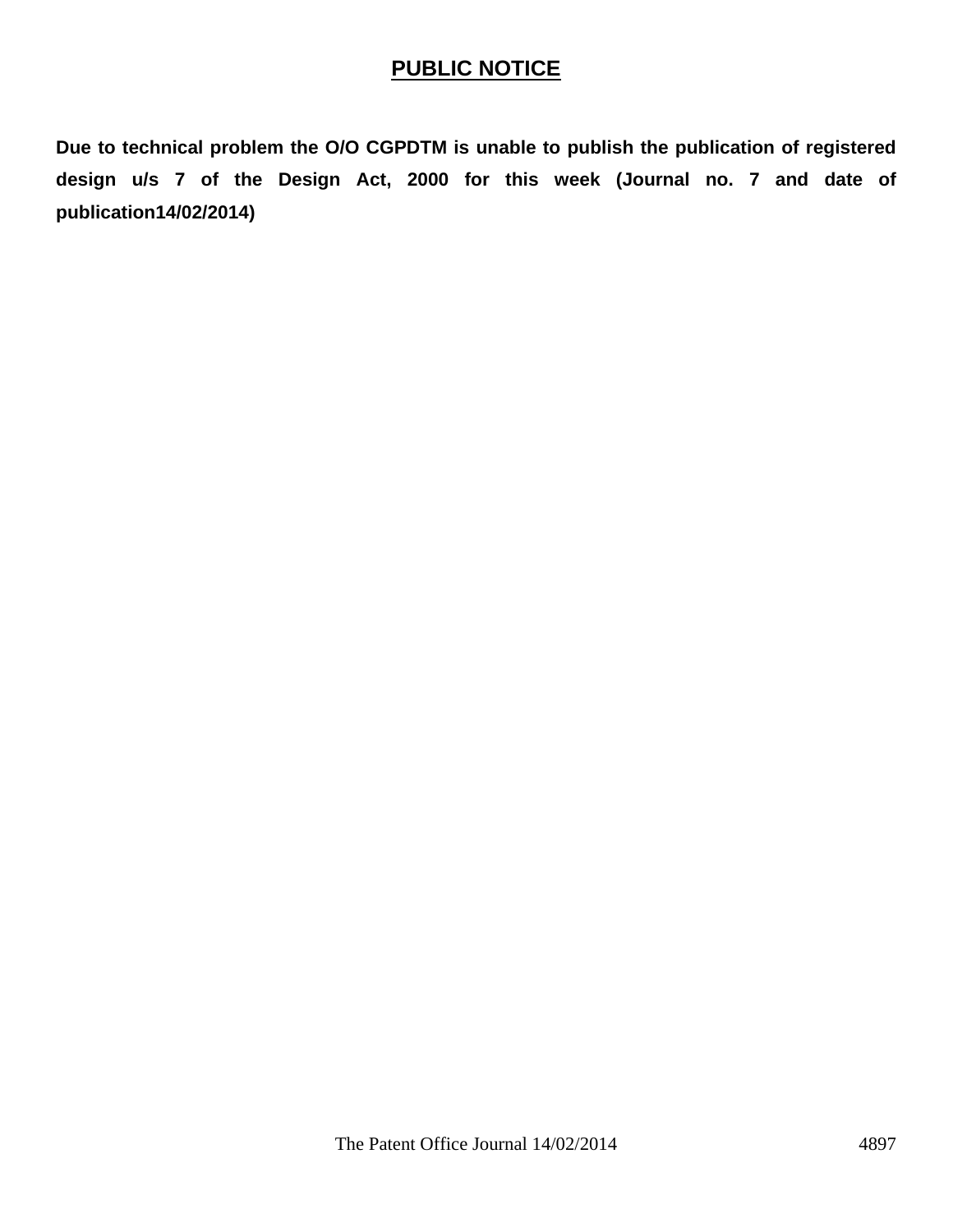# **PUBLIC NOTICE**

**Due to technical problem the O/O CGPDTM is unable to publish the publication of registered design u/s 7 of the Design Act, 2000 for this week (Journal no. 7 and date of publication14/02/2014)**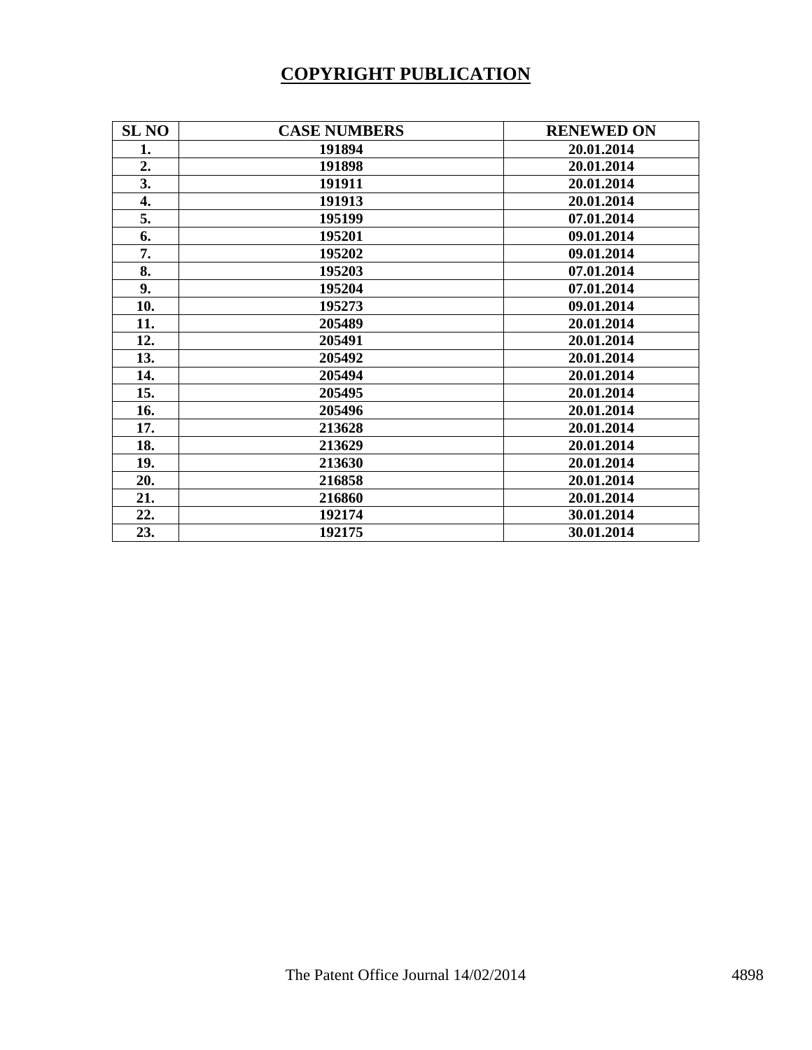# COPYRIGHT PUBLICATION

| SL NO | CASE NUMBERS | RENEWED ON |
|---|---|---|
| 1. | 191894 | 20.01.2014 |
| 2. | 191898 | 20.01.2014 |
| 3. | 191911 | 20.01.2014 |
| 4. | 191913 | 20.01.2014 |
| 5. | 195199 | 07.01.2014 |
| 6. | 195201 | 09.01.2014 |
| 7. | 195202 | 09.01.2014 |
| 8. | 195203 | 07.01.2014 |
| 9. | 195204 | 07.01.2014 |
| 10. | 195273 | 09.01.2014 |
| 11. | 205489 | 20.01.2014 |
| 12. | 205491 | 20.01.2014 |
| 13. | 205492 | 20.01.2014 |
| 14. | 205494 | 20.01.2014 |
| 15. | 205495 | 20.01.2014 |
| 16. | 205496 | 20.01.2014 |
| 17. | 213628 | 20.01.2014 |
| 18. | 213629 | 20.01.2014 |
| 19. | 213630 | 20.01.2014 |
| 20. | 216858 | 20.01.2014 |
| 21. | 216860 | 20.01.2014 |
| 22. | 192174 | 30.01.2014 |
| 23. | 192175 | 30.01.2014 |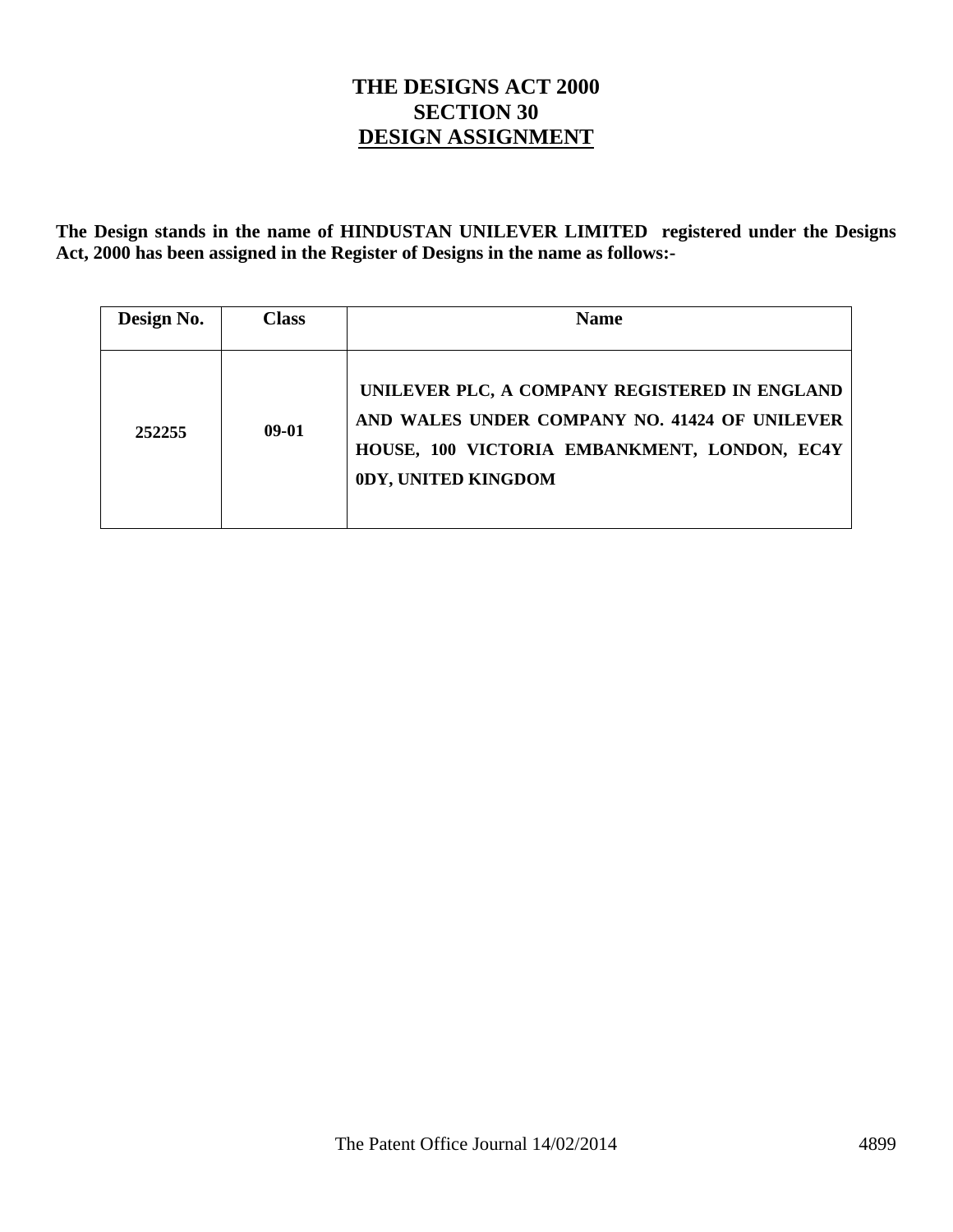# THE DESIGNS ACT 2000
# SECTION 30
# DESIGN ASSIGNMENT

**The Design stands in the name of HINDUSTAN UNILEVER LIMITED registered under the Designs Act, 2000 has been assigned in the Register of Designs in the name as follows:-**

| Design No. | Class | Name |
|---|---|---|
| **252255** | **09-01** | **UNILEVER PLC, A COMPANY REGISTERED IN ENGLAND AND WALES UNDER COMPANY NO. 41424 OF UNILEVER HOUSE, 100 VICTORIA EMBANKMENT, LONDON, EC4Y 0DY, UNITED KINGDOM** |